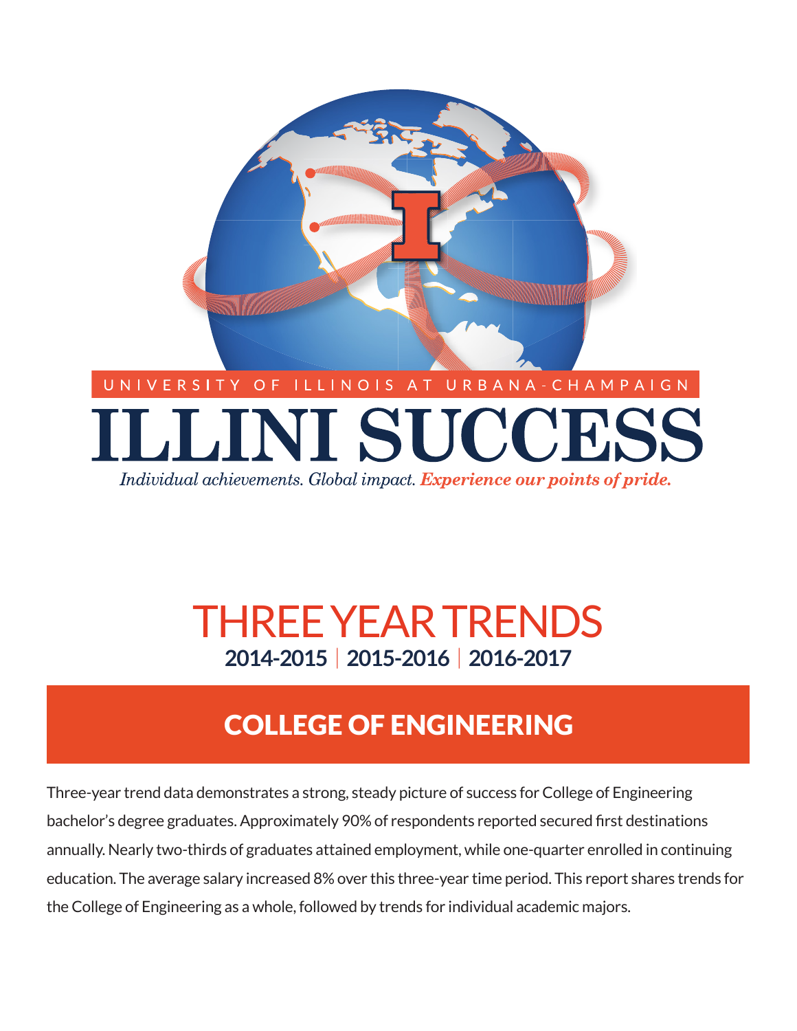UNIVERSITY OF ILLINOIS AT URBANA-CHAMPAIGN

# ILLINI SUCCESS

*Individual achievements. Global impact.* ***Experience our points of pride.***

# THREE YEAR TRENDS

**2014-2015 | 2015-2016 | 2016-2017**

## COLLEGE OF ENGINEERING

Three-year trend data demonstrates a strong, steady picture of success for College of Engineering bachelor's degree graduates. Approximately 90% of respondents reported secured first destinations annually. Nearly two-thirds of graduates attained employment, while one-quarter enrolled in continuing education. The average salary increased 8% over this three-year time period. This report shares trends for the College of Engineering as a whole, followed by trends for individual academic majors.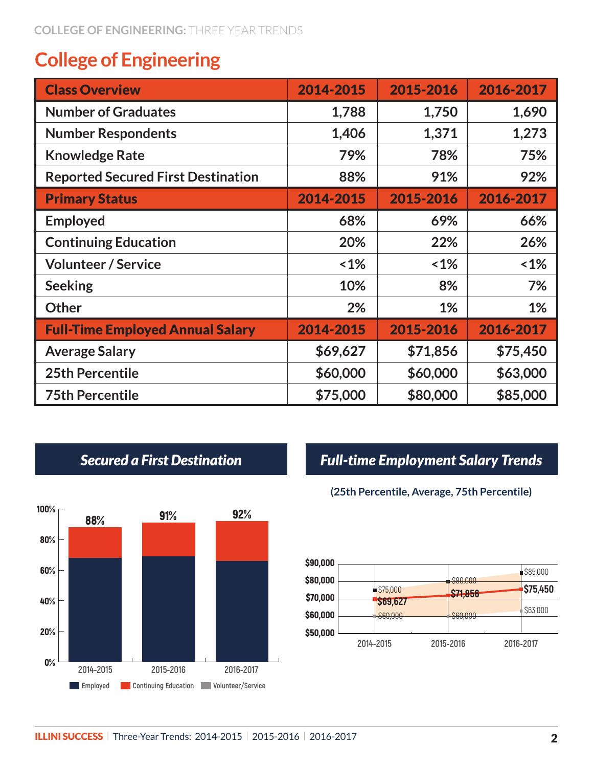# College of Engineering

| Class Overview | 2014-2015 | 2015-2016 | 2016-2017 |
|---|---|---|---|
| Number of Graduates | 1,788 | 1,750 | 1,690 |
| Number Respondents | 1,406 | 1,371 | 1,273 |
| Knowledge Rate | 79% | 78% | 75% |
| Reported Secured First Destination | 88% | 91% | 92% |
| **Primary Status** | **2014-2015** | **2015-2016** | **2016-2017** |
| Employed | 68% | 69% | 66% |
| Continuing Education | 20% | 22% | 26% |
| Volunteer / Service | <1% | <1% | <1% |
| Seeking | 10% | 8% | 7% |
| Other | 2% | 1% | 1% |
| **Full-Time Employed Annual Salary** | **2014-2015** | **2015-2016** | **2016-2017** |
| Average Salary | $69,627 | $71,856 | $75,450 |
| 25th Percentile | $60,000 | $60,000 | $63,000 |
| 75th Percentile | $75,000 | $80,000 | $85,000 |

## *Secured a First Destination*

| | 2014-2015 | 2015-2016 | 2016-2017 |
|---|---|---|---|
| Secured a First Destination | 88% | 91% | 92% |

Employed | Continuing Education | Volunteer/Service

## *Full-time Employment Salary Trends*

**(25th Percentile, Average, 75th Percentile)**

| | 2014-2015 | 2015-2016 | 2016-2017 |
|---|---|---|---|
| 75th Percentile | $75,000 | $80,000 | $85,000 |
| Average | $69,627 | $71,856 | $75,450 |
| 25th Percentile | $60,000 | $60,000 | $63,000 |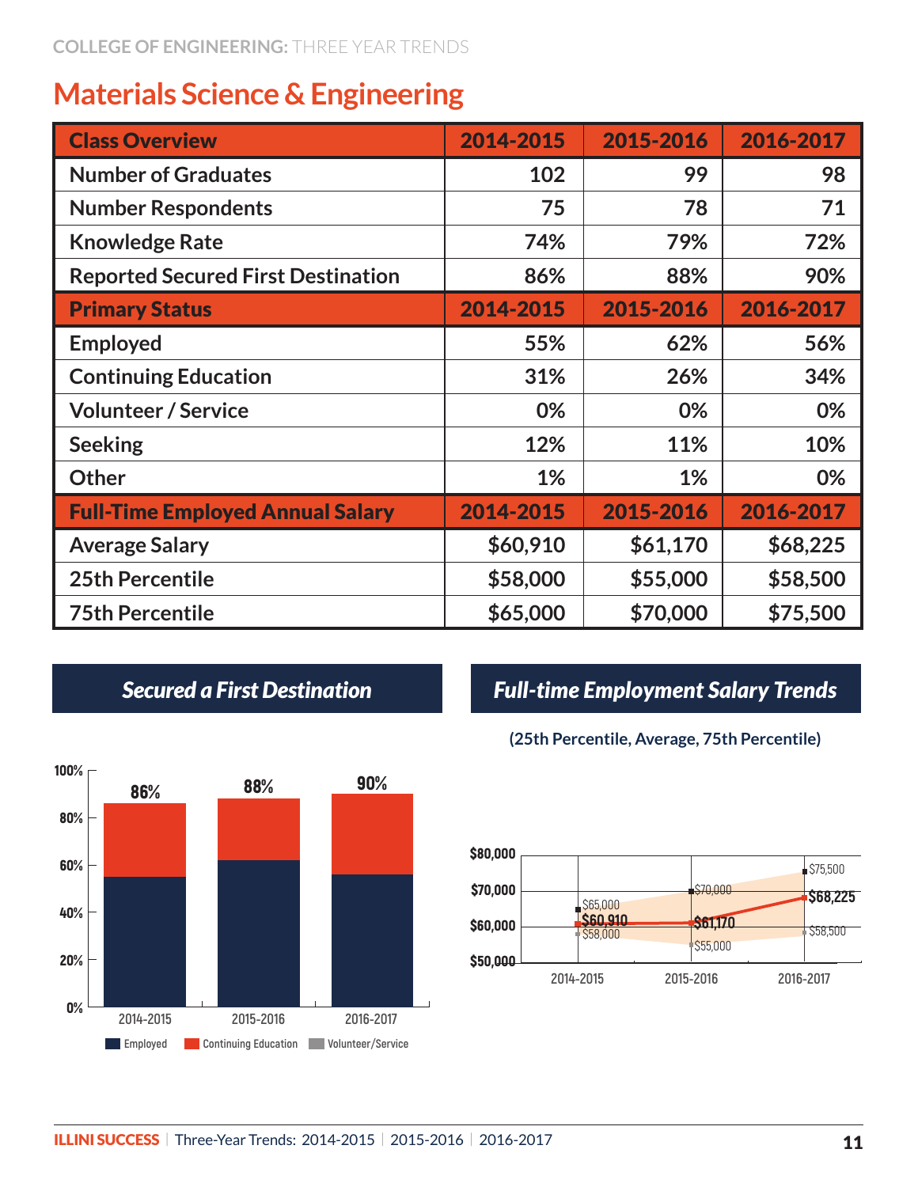COLLEGE OF ENGINEERING: THREE YEAR TRENDS

# Materials Science & Engineering

| Class Overview | 2014-2015 | 2015-2016 | 2016-2017 |
|---|---|---|---|
| Number of Graduates | 102 | 99 | 98 |
| Number Respondents | 75 | 78 | 71 |
| Knowledge Rate | 74% | 79% | 72% |
| Reported Secured First Destination | 86% | 88% | 90% |
| **Primary Status** | **2014-2015** | **2015-2016** | **2016-2017** |
| Employed | 55% | 62% | 56% |
| Continuing Education | 31% | 26% | 34% |
| Volunteer / Service | 0% | 0% | 0% |
| Seeking | 12% | 11% | 10% |
| Other | 1% | 1% | 0% |
| **Full-Time Employed Annual Salary** | **2014-2015** | **2015-2016** | **2016-2017** |
| Average Salary | $60,910 | $61,170 | $68,225 |
| 25th Percentile | $58,000 | $55,000 | $58,500 |
| 75th Percentile | $65,000 | $70,000 | $75,500 |

## Secured a First Destination

| | 2014-2015 | 2015-2016 | 2016-2017 |
|---|---|---|---|
| Total | 86% | 88% | 90% |

Legend: Employed, Continuing Education, Volunteer/Service

## Full-time Employment Salary Trends

(25th Percentile, Average, 75th Percentile)

| | 2014-2015 | 2015-2016 | 2016-2017 |
|---|---|---|---|
| 75th Percentile | $65,000 | $70,000 | $75,500 |
| Average | $60,910 | $61,170 | $68,225 |
| 25th Percentile | $58,000 | $55,000 | $58,500 |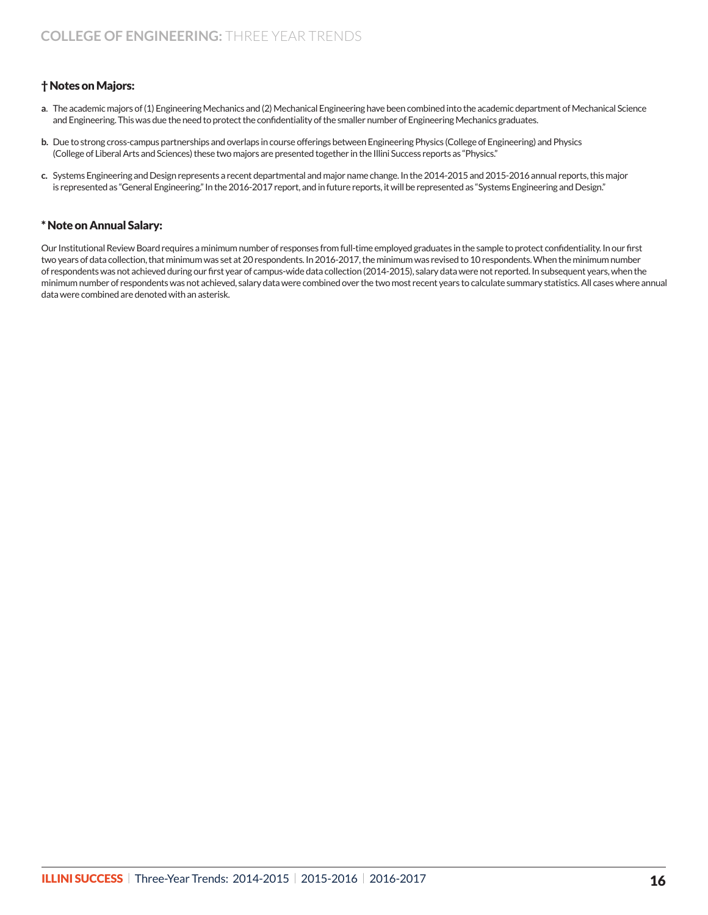## † Notes on Majors:

**a.** The academic majors of (1) Engineering Mechanics and (2) Mechanical Engineering have been combined into the academic department of Mechanical Science and Engineering. This was due the need to protect the confidentiality of the smaller number of Engineering Mechanics graduates.

**b.** Due to strong cross-campus partnerships and overlaps in course offerings between Engineering Physics (College of Engineering) and Physics (College of Liberal Arts and Sciences) these two majors are presented together in the Illini Success reports as "Physics."

**c.** Systems Engineering and Design represents a recent departmental and major name change. In the 2014-2015 and 2015-2016 annual reports, this major is represented as "General Engineering." In the 2016-2017 report, and in future reports, it will be represented as "Systems Engineering and Design."

## * Note on Annual Salary:

Our Institutional Review Board requires a minimum number of responses from full-time employed graduates in the sample to protect confidentiality. In our first two years of data collection, that minimum was set at 20 respondents. In 2016-2017, the minimum was revised to 10 respondents. When the minimum number of respondents was not achieved during our first year of campus-wide data collection (2014-2015), salary data were not reported. In subsequent years, when the minimum number of respondents was not achieved, salary data were combined over the two most recent years to calculate summary statistics. All cases where annual data were combined are denoted with an asterisk.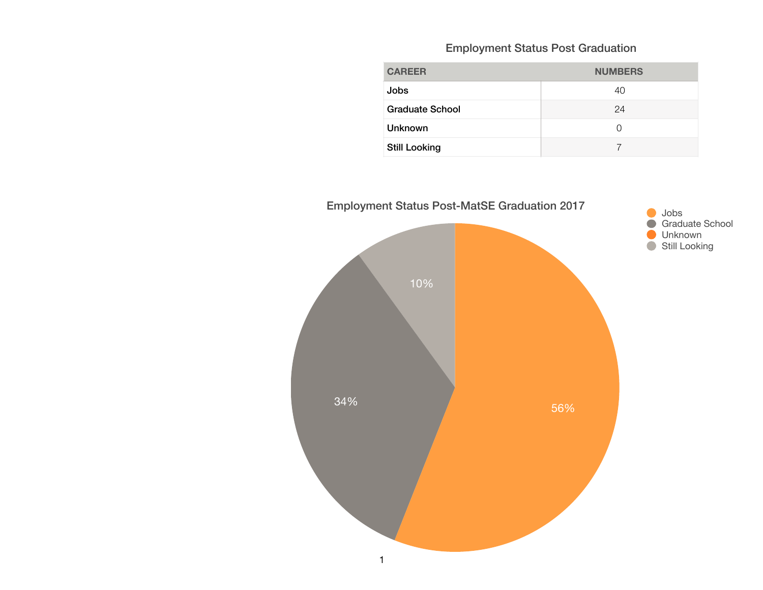## Employment Status Post Graduation

| CAREER | NUMBERS |
|---|---|
| Jobs | 40 |
| Graduate School | 24 |
| Unknown | 0 |
| Still Looking | 7 |

## Employment Status Post-MatSE Graduation 2017

- Jobs: 56%
- Graduate School: 34%
- Unknown
- Still Looking: 10%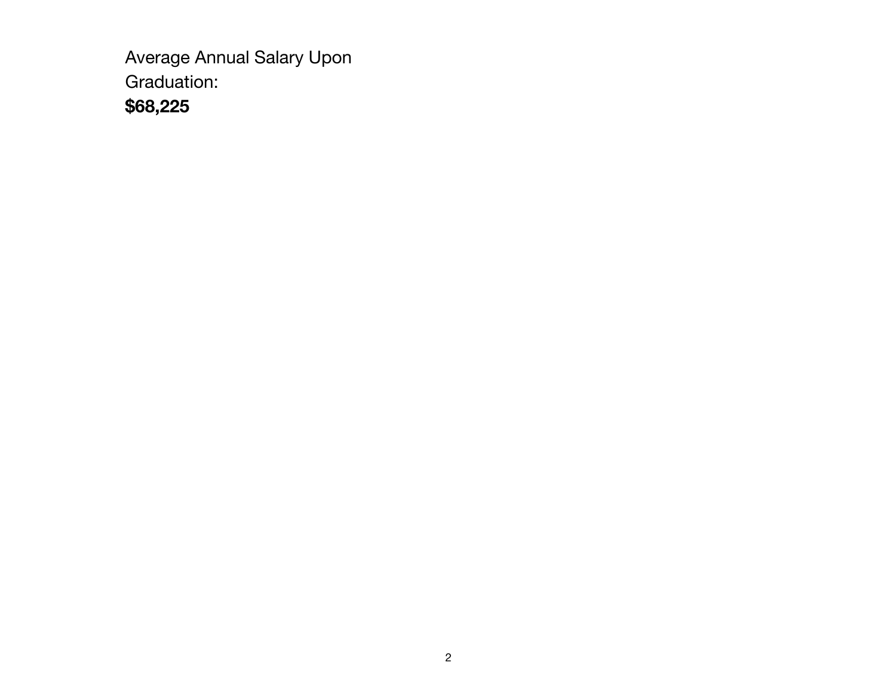Average Annual Salary Upon Graduation:
**$68,225**